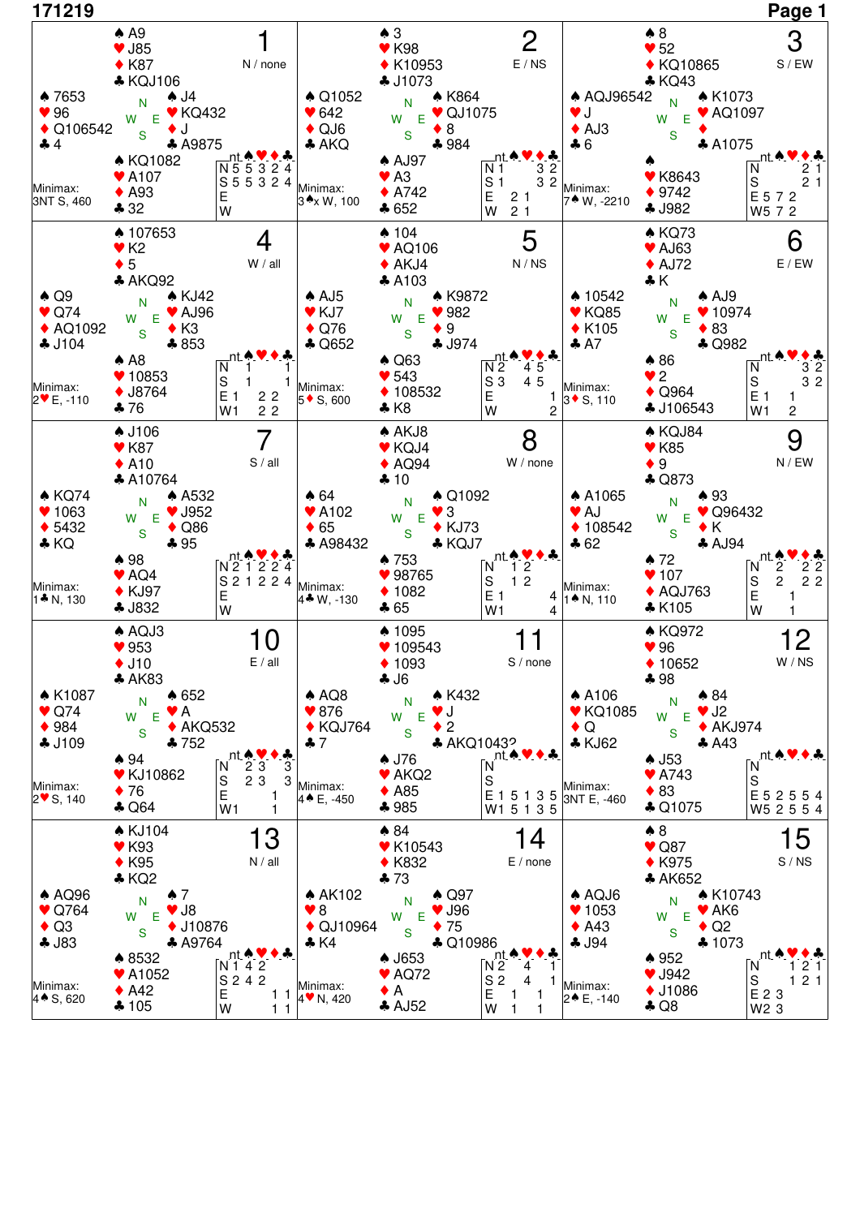# 171219

## Board 1 — N / none

- **North:** ♠ A9 ♥ J85 ♦ K87 ♣ KQJ106
- **West:** ♠ 7653 ♥ 96 ♦ Q106542 ♣ 4
- **East:** ♠ J4 ♥ KQ432 ♦ J ♣ A9875
- **South:** ♠ KQ1082 ♥ A107 ♦ A93 ♣ 32

| | nt | ♠ | ♥ | ♦ | ♣ |
|---|---|---|---|---|---|
| N | 5 | 5 | 3 | 2 | 4 |
| S | 5 | 5 | 3 | 2 | 4 |
| E | | | | | |
| W | | | | | |

Minimax: 3NT S, 460

## Board 2 — E / NS

- **North:** ♠ 3 ♥ K98 ♦ K10953 ♣ J1073
- **West:** ♠ Q1052 ♥ 642 ♦ QJ6 ♣ AKQ
- **East:** ♠ K864 ♥ QJ1075 ♦ 8 ♣ 984
- **South:** ♠ AJ97 ♥ A3 ♦ A742 ♣ 652

| | nt | ♠ | ♥ | ♦ | ♣ |
|---|---|---|---|---|---|
| N | 1 | | | 3 | 2 |
| S | 1 | | | 3 | 2 |
| E | | 2 | 1 | | |
| W | | 2 | 1 | | |

Minimax: 3♠x W, 100

## Board 3 — S / EW

- **North:** ♠ 8 ♥ 52 ♦ KQ10865 ♣ KQ43
- **West:** ♠ AQJ96542 ♥ J ♦ AJ3 ♣ 6
- **East:** ♠ K1073 ♥ AQ1097 ♦ — ♣ A1075
- **South:** ♠ — ♥ K8643 ♦ 9742 ♣ J982

| | nt | ♠ | ♥ | ♦ | ♣ |
|---|---|---|---|---|---|
| N | | | | 2 | 1 |
| S | | | | 2 | 1 |
| E | 5 | 7 | 2 | | |
| W | 5 | 7 | 2 | | |

Minimax: 7♠ W, -2210

## Board 4 — W / all

- **North:** ♠ 107653 ♥ K2 ♦ 5 ♣ AKQ92
- **West:** ♠ Q9 ♥ Q74 ♦ AQ1092 ♣ J104
- **East:** ♠ KJ42 ♥ AJ96 ♦ K3 ♣ 853
- **South:** ♠ A8 ♥ 10853 ♦ J8764 ♣ 76

| | nt | ♠ | ♥ | ♦ | ♣ |
|---|---|---|---|---|---|
| N | | 1 | | | |
| S | | 1 | | | 1 |
| E | 1 | | 2 | 2 | |
| W | 1 | | 2 | 2 | |

Minimax: 2♥ E, -110

## Board 5 — N / NS

- **North:** ♠ 104 ♥ AQ106 ♦ AKJ4 ♣ A103
- **West:** ♠ AJ5 ♥ KJ7 ♦ Q76 ♣ Q652
- **East:** ♠ K9872 ♥ 982 ♦ 9 ♣ J974
- **South:** ♠ Q63 ♥ 543 ♦ 108532 ♣ K8

| | nt | ♠ | ♥ | ♦ | ♣ |
|---|---|---|---|---|---|
| N | 2 | | 4 | 5 | |
| S | 3 | | 4 | 5 | |
| E | | | | | 1 |
| W | | | | | 2 |

Minimax: 5♦ S, 600

## Board 6 — E / EW

- **North:** ♠ KQ73 ♥ AJ63 ♦ AJ72 ♣ K
- **West:** ♠ 10542 ♥ KQ85 ♦ K105 ♣ A7
- **East:** ♠ AJ9 ♥ 10974 ♦ 83 ♣ Q982
- **South:** ♠ 86 ♥ 2 ♦ Q964 ♣ J106543

| | nt | ♠ | ♥ | ♦ | ♣ |
|---|---|---|---|---|---|
| N | | | | 3 | 2 |
| S | | | | 3 | 2 |
| E | 1 | | 1 | | |
| W | 1 | | 2 | | |

Minimax: 3♦ S, 110

## Board 7 — S / all

- **North:** ♠ J106 ♥ K87 ♦ A10 ♣ A10764
- **West:** ♠ KQ74 ♥ 1063 ♦ 5432 ♣ KQ
- **East:** ♠ A532 ♥ J952 ♦ Q86 ♣ 95
- **South:** ♠ 98 ♥ AQ4 ♦ KJ97 ♣ J832

| | nt | ♠ | ♥ | ♦ | ♣ |
|---|---|---|---|---|---|
| N | 2 | 1 | 2 | 2 | 4 |
| S | 2 | 1 | 2 | 2 | 4 |
| E | | | | | |
| W | | | | | |

Minimax: 1♣ N, 130

## Board 8 — W / none

- **North:** ♠ AKJ8 ♥ KQJ4 ♦ AQ94 ♣ 10
- **West:** ♠ 64 ♥ A102 ♦ 65 ♣ A98432
- **East:** ♠ Q1092 ♥ 3 ♦ KJ73 ♣ KQJ7
- **South:** ♠ 753 ♥ 98765 ♦ 1082 ♣ 65

| | nt | ♠ | ♥ | ♦ | ♣ |
|---|---|---|---|---|---|
| N | | | 1 | 2 | |
| S | | | 1 | 2 | |
| E | 1 | | | | 4 |
| W | 1 | | | | 4 |

Minimax: 4♣ W, -130

## Board 9 — N / EW

- **North:** ♠ KQJ84 ♥ K85 ♦ 9 ♣ Q873
- **West:** ♠ A1065 ♥ AJ ♦ 108542 ♣ 62
- **East:** ♠ 93 ♥ Q96432 ♦ K ♣ AJ94
- **South:** ♠ 72 ♥ 107 ♦ AQJ763 ♣ K105

| | nt | ♠ | ♥ | ♦ | ♣ |
|---|---|---|---|---|---|
| N | | 2 | | 2 | 2 |
| S | | 2 | | 2 | 2 |
| E | | | 1 | | |
| W | | | 1 | | |

Minimax: 1♠ N, 110

## Board 10 — E / all

- **North:** ♠ AQJ3 ♥ 953 ♦ J10 ♣ AK83
- **West:** ♠ K1087 ♥ Q74 ♦ 984 ♣ J109
- **East:** ♠ 652 ♥ A ♦ AKQ532 ♣ 752
- **South:** ♠ 94 ♥ KJ10862 ♦ 76 ♣ Q64

| | nt | ♠ | ♥ | ♦ | ♣ |
|---|---|---|---|---|---|
| N | | 2 | 3 | | 3 |
| S | | 2 | 3 | | 3 |
| E | | | | 1 | |
| W | 1 | | | 1 | |

Minimax: 2♥ S, 140

## Board 11 — S / none

- **North:** ♠ 1095 ♥ 109543 ♦ 1093 ♣ J6
- **West:** ♠ AQ8 ♥ 876 ♦ KQJ764 ♣ 7
- **East:** ♠ K432 ♥ J ♦ 2 ♣ AKQ10432
- **South:** ♠ J76 ♥ AKQ2 ♦ A85 ♣ 985

| | nt | ♠ | ♥ | ♦ | ♣ |
|---|---|---|---|---|---|
| N | | | | | |
| S | | | | | |
| E | 1 | 5 | 1 | 3 | 5 |
| W | 1 | 5 | 1 | 3 | 5 |

Minimax: 4♠ E, -450

## Board 12 — W / NS

- **North:** ♠ KQ972 ♥ 96 ♦ 10652 ♣ 98
- **West:** ♠ A106 ♥ KQ1085 ♦ Q ♣ KJ62
- **East:** ♠ 84 ♥ J2 ♦ AKJ974 ♣ A43
- **South:** ♠ J53 ♥ A743 ♦ 83 ♣ Q1075

| | nt | ♠ | ♥ | ♦ | ♣ |
|---|---|---|---|---|---|
| N | | | | | |
| S | | | | | |
| E | 5 | 2 | 5 | 5 | 4 |
| W | 5 | 2 | 5 | 5 | 4 |

Minimax: 3NT E, -460

## Board 13 — N / all

- **North:** ♠ KJ104 ♥ K93 ♦ K95 ♣ KQ2
- **West:** ♠ AQ96 ♥ Q764 ♦ Q3 ♣ J83
- **East:** ♠ 7 ♥ J8 ♦ J10876 ♣ A9764
- **South:** ♠ 8532 ♥ A1052 ♦ A42 ♣ 105

| | nt | ♠ | ♥ | ♦ | ♣ |
|---|---|---|---|---|---|
| N | 1 | 4 | 2 | | |
| S | 2 | 4 | 2 | | |
| E | | | | 1 | 1 |
| W | | | | 1 | 1 |

Minimax: 4♠ S, 620

## Board 14 — E / none

- **North:** ♠ 84 ♥ K10543 ♦ K832 ♣ 73
- **West:** ♠ AK102 ♥ 8 ♦ QJ10964 ♣ K4
- **East:** ♠ Q97 ♥ J96 ♦ 75 ♣ Q10986
- **South:** ♠ J653 ♥ AQ72 ♦ A ♣ AJ52

| | nt | ♠ | ♥ | ♦ | ♣ |
|---|---|---|---|---|---|
| N | 2 | | 4 | | 1 |
| S | 2 | | 4 | | 1 |
| E | | 1 | | 1 | |
| W | | 1 | | 1 | |

Minimax: 4♥ N, 420

## Board 15 — S / NS

- **North:** ♠ 8 ♥ Q87 ♦ K975 ♣ AK652
- **West:** ♠ AQJ6 ♥ 1053 ♦ A43 ♣ J94
- **East:** ♠ K10743 ♥ AK6 ♦ Q2 ♣ 1073
- **South:** ♠ 952 ♥ J942 ♦ J1086 ♣ Q8

| | nt | ♠ | ♥ | ♦ | ♣ |
|---|---|---|---|---|---|
| N | | | 1 | 2 | 1 |
| S | | | 1 | 2 | 1 |
| E | 2 | 3 | | | |
| W | 2 | 3 | | | |

Minimax: 2♠ E, -140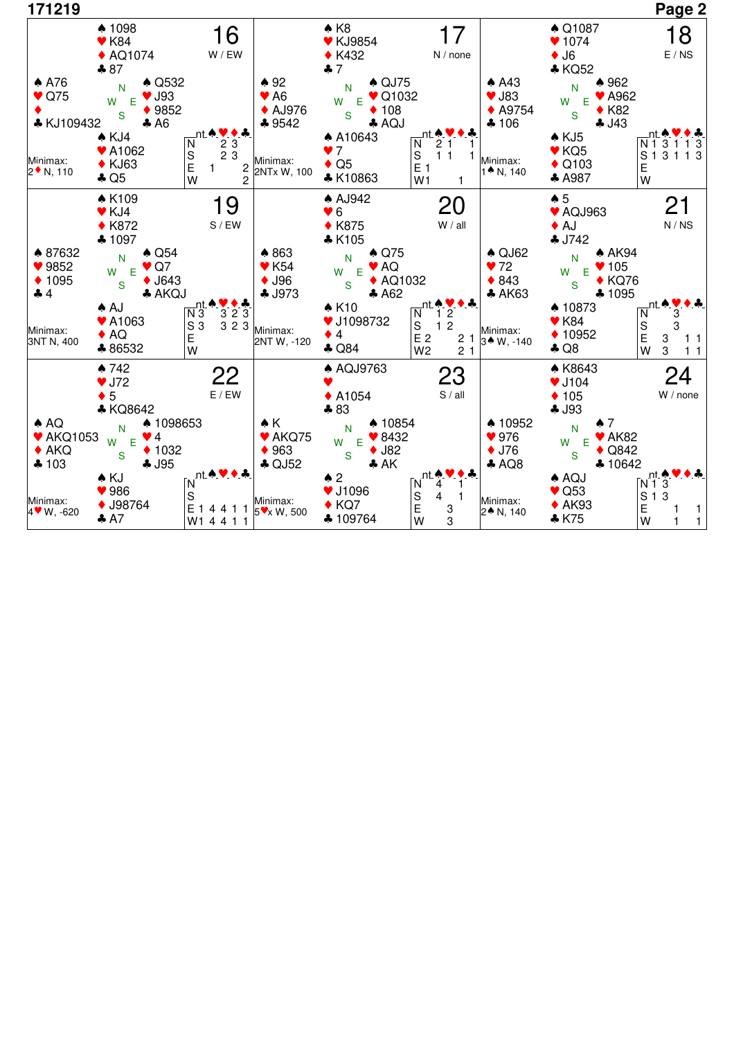## Board 16 — W / EW

| | | |
|---|---|---|
| | **North**<br>♠ 1098<br>♥ K84<br>♦ AQ1074<br>♣ 87 | |
| **West**<br>♠ A76<br>♥ Q75<br>♦ —<br>♣ KJ109432 | | **East**<br>♠ Q532<br>♥ J93<br>♦ 9852<br>♣ A6 |
| | **South**<br>♠ KJ4<br>♥ A1062<br>♦ KJ63<br>♣ Q5 | |

| | nt | ♠ | ♥ | ♦ | ♣ |
|---|---|---|---|---|---|
| N | | | 2 | 3 | |
| S | | | 2 | 3 | |
| E | | 1 | | | 2 |
| W | | | | | 2 |

Minimax: 2♦ N, 110

## Board 17 — N / none

| | | |
|---|---|---|
| | **North**<br>♠ K8<br>♥ KJ9854<br>♦ K432<br>♣ 7 | |
| **West**<br>♠ 92<br>♥ A6<br>♦ AJ976<br>♣ 9542 | | **East**<br>♠ QJ75<br>♥ Q1032<br>♦ 108<br>♣ AQJ |
| | **South**<br>♠ A10643<br>♥ 7<br>♦ Q5<br>♣ K10863 | |

| | nt | ♠ | ♥ | ♦ | ♣ |
|---|---|---|---|---|---|
| N | | 2 | 1 | | 1 |
| S | | 1 | 1 | | 1 |
| E | 1 | | | | |
| W | 1 | | | 1 | |

Minimax: 2NTx W, 100

## Board 18 — E / NS

| | | |
|---|---|---|
| | **North**<br>♠ Q1087<br>♥ 1074<br>♦ J6<br>♣ KQ52 | |
| **West**<br>♠ A43<br>♥ J83<br>♦ A9754<br>♣ 106 | | **East**<br>♠ 962<br>♥ A962<br>♦ K82<br>♣ J43 |
| | **South**<br>♠ KJ5<br>♥ KQ5<br>♦ Q103<br>♣ A987 | |

| | nt | ♠ | ♥ | ♦ | ♣ |
|---|---|---|---|---|---|
| N | 1 | 3 | 1 | 1 | 3 |
| S | 1 | 3 | 1 | 1 | 3 |
| E | | | | | |
| W | | | | | |

Minimax: 1♠ N, 140

## Board 19 — S / EW

| | | |
|---|---|---|
| | **North**<br>♠ K109<br>♥ KJ4<br>♦ K872<br>♣ 1097 | |
| **West**<br>♠ 87632<br>♥ 9852<br>♦ 1095<br>♣ 4 | | **East**<br>♠ Q54<br>♥ Q7<br>♦ J643<br>♣ AKQJ |
| | **South**<br>♠ AJ<br>♥ A1063<br>♦ AQ<br>♣ 86532 | |

| | nt | ♠ | ♥ | ♦ | ♣ |
|---|---|---|---|---|---|
| N | 3 | | 3 | 2 | 3 |
| S | 3 | | 3 | 2 | 3 |
| E | | | | | |
| W | | | | | |

Minimax: 3NT N, 400

## Board 20 — W / all

| | | |
|---|---|---|
| | **North**<br>♠ AJ942<br>♥ 6<br>♦ K875<br>♣ K105 | |
| **West**<br>♠ 863<br>♥ K54<br>♦ J96<br>♣ J973 | | **East**<br>♠ Q75<br>♥ AQ<br>♦ AQ1032<br>♣ A62 |
| | **South**<br>♠ K10<br>♥ J1098732<br>♦ 4<br>♣ Q84 | |

| | nt | ♠ | ♥ | ♦ | ♣ |
|---|---|---|---|---|---|
| N | | 1 | 2 | | |
| S | | 1 | 2 | | |
| E | 2 | | | 2 | 1 |
| W | 2 | | | 2 | 1 |

Minimax: 2NT W, -120

## Board 21 — N / NS

| | | |
|---|---|---|
| | **North**<br>♠ 5<br>♥ AQJ963<br>♦ AJ<br>♣ J742 | |
| **West**<br>♠ QJ62<br>♥ 72<br>♦ 843<br>♣ AK63 | | **East**<br>♠ AK94<br>♥ 105<br>♦ KQ76<br>♣ 1095 |
| | **South**<br>♠ 10873<br>♥ K84<br>♦ 10952<br>♣ Q8 | |

| | nt | ♠ | ♥ | ♦ | ♣ |
|---|---|---|---|---|---|
| N | | | 3 | | |
| S | | | 3 | | |
| E | | 3 | | 1 | 1 |
| W | | 3 | | 1 | 1 |

Minimax: 3♠ W, -140

## Board 22 — E / EW

| | | |
|---|---|---|
| | **North**<br>♠ 742<br>♥ J72<br>♦ 5<br>♣ KQ8642 | |
| **West**<br>♠ AQ<br>♥ AKQ1053<br>♦ AKQ<br>♣ 103 | | **East**<br>♠ 1098653<br>♥ 4<br>♦ 1032<br>♣ J95 |
| | **South**<br>♠ KJ<br>♥ 986<br>♦ J98764<br>♣ A7 | |

| | nt | ♠ | ♥ | ♦ | ♣ |
|---|---|---|---|---|---|
| N | | | | | |
| S | | | | | |
| E | 1 | 4 | 4 | 1 | 1 |
| W | 1 | 4 | 4 | 1 | 1 |

Minimax: 4♥ W, -620

## Board 23 — S / all

| | | |
|---|---|---|
| | **North**<br>♠ AQJ9763<br>♥ —<br>♦ A1054<br>♣ 83 | |
| **West**<br>♠ K<br>♥ AKQ75<br>♦ 963<br>♣ QJ52 | | **East**<br>♠ 10854<br>♥ 8432<br>♦ J82<br>♣ AK |
| | **South**<br>♠ 2<br>♥ J1096<br>♦ KQ7<br>♣ 109764 | |

| | nt | ♠ | ♥ | ♦ | ♣ |
|---|---|---|---|---|---|
| N | | 4 | | 1 | |
| S | | 4 | | 1 | |
| E | | | 3 | | |
| W | | | 3 | | |

Minimax: 5♥x W, 500

## Board 24 — W / none

| | | |
|---|---|---|
| | **North**<br>♠ K8643<br>♥ J104<br>♦ 105<br>♣ J93 | |
| **West**<br>♠ 10952<br>♥ 976<br>♦ J76<br>♣ AQ8 | | **East**<br>♠ 7<br>♥ AK82<br>♦ Q842<br>♣ 10642 |
| | **South**<br>♠ AQJ<br>♥ Q53<br>♦ AK93<br>♣ K75 | |

| | nt | ♠ | ♥ | ♦ | ♣ |
|---|---|---|---|---|---|
| N | 1 | 3 | | | |
| S | 1 | 3 | | | |
| E | | | 1 | | 1 |
| W | | | 1 | | 1 |

Minimax: 2♠ N, 140